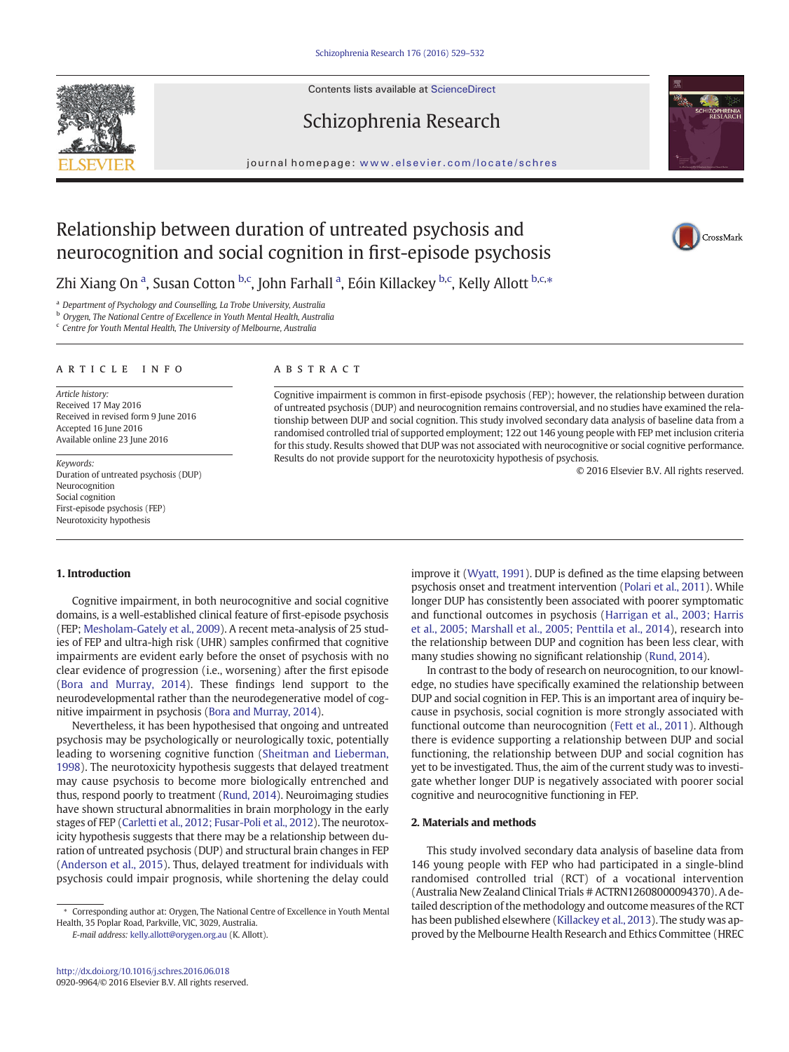# Relationship between duration of untreated psychosis and neurocognition and social cognition in first-episode psychosis

Zhi Xiang On [a], Susan Cotton [b,c], John Farhall [a], Eóin Killackey [b,c], Kelly Allott [b,c,*]

[a] Department of Psychology and Counselling, La Trobe University, Australia
[b] Orygen, The National Centre of Excellence in Youth Mental Health, Australia
[c] Centre for Youth Mental Health, The University of Melbourne, Australia

## ARTICLE INFO

*Article history:*
Received 17 May 2016
Received in revised form 9 June 2016
Accepted 16 June 2016
Available online 23 June 2016

*Keywords:*
Duration of untreated psychosis (DUP)
Neurocognition
Social cognition
First-episode psychosis (FEP)
Neurotoxicity hypothesis

## ABSTRACT

Cognitive impairment is common in first-episode psychosis (FEP); however, the relationship between duration of untreated psychosis (DUP) and neurocognition remains controversial, and no studies have examined the relationship between DUP and social cognition. This study involved secondary data analysis of baseline data from a randomised controlled trial of supported employment; 122 out 146 young people with FEP met inclusion criteria for this study. Results showed that DUP was not associated with neurocognitive or social cognitive performance. Results do not provide support for the neurotoxicity hypothesis of psychosis.

© 2016 Elsevier B.V. All rights reserved.

## 1. Introduction

Cognitive impairment, in both neurocognitive and social cognitive domains, is a well-established clinical feature of first-episode psychosis (FEP; Mesholam-Gately et al., 2009). A recent meta-analysis of 25 studies of FEP and ultra-high risk (UHR) samples confirmed that cognitive impairments are evident early before the onset of psychosis with no clear evidence of progression (i.e., worsening) after the first episode (Bora and Murray, 2014). These findings lend support to the neurodevelopmental rather than the neurodegenerative model of cognitive impairment in psychosis (Bora and Murray, 2014).

Nevertheless, it has been hypothesised that ongoing and untreated psychosis may be psychologically or neurologically toxic, potentially leading to worsening cognitive function (Sheitman and Lieberman, 1998). The neurotoxicity hypothesis suggests that delayed treatment may cause psychosis to become more biologically entrenched and thus, respond poorly to treatment (Rund, 2014). Neuroimaging studies have shown structural abnormalities in brain morphology in the early stages of FEP (Carletti et al., 2012; Fusar-Poli et al., 2012). The neurotoxicity hypothesis suggests that there may be a relationship between duration of untreated psychosis (DUP) and structural brain changes in FEP (Anderson et al., 2015). Thus, delayed treatment for individuals with psychosis could impair prognosis, while shortening the delay could improve it (Wyatt, 1991). DUP is defined as the time elapsing between psychosis onset and treatment intervention (Polari et al., 2011). While longer DUP has consistently been associated with poorer symptomatic and functional outcomes in psychosis (Harrigan et al., 2003; Harris et al., 2005; Marshall et al., 2005; Penttila et al., 2014), research into the relationship between DUP and cognition has been less clear, with many studies showing no significant relationship (Rund, 2014).

In contrast to the body of research on neurocognition, to our knowledge, no studies have specifically examined the relationship between DUP and social cognition in FEP. This is an important area of inquiry because in psychosis, social cognition is more strongly associated with functional outcome than neurocognition (Fett et al., 2011). Although there is evidence supporting a relationship between DUP and social functioning, the relationship between DUP and social cognition has yet to be investigated. Thus, the aim of the current study was to investigate whether longer DUP is negatively associated with poorer social cognitive and neurocognitive functioning in FEP.

## 2. Materials and methods

This study involved secondary data analysis of baseline data from 146 young people with FEP who had participated in a single-blind randomised controlled trial (RCT) of a vocational intervention (Australia New Zealand Clinical Trials # ACTRN12608000094370). A detailed description of the methodology and outcome measures of the RCT has been published elsewhere (Killackey et al., 2013). The study was approved by the Melbourne Health Research and Ethics Committee (HREC

* Corresponding author at: Orygen, The National Centre of Excellence in Youth Mental Health, 35 Poplar Road, Parkville, VIC, 3029, Australia.
*E-mail address:* kelly.allott@orygen.org.au (K. Allott).

http://dx.doi.org/10.1016/j.schres.2016.06.018
0920-9964/© 2016 Elsevier B.V. All rights reserved.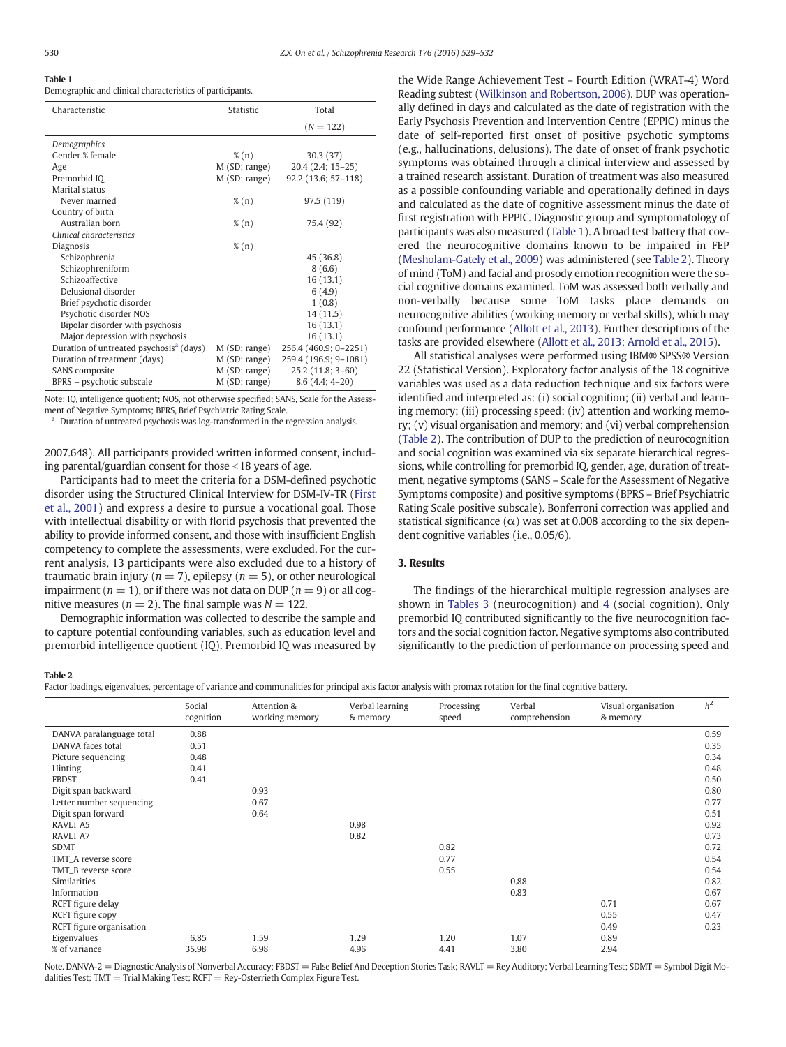**Table 1**
Demographic and clinical characteristics of participants.

| Characteristic | Statistic | Total |
|---|---|---|
| | | ($N = 122$) |
| *Demographics* | | |
| Gender % female | % (n) | 30.3 (37) |
| Age | M (SD; range) | 20.4 (2.4; 15–25) |
| Premorbid IQ | M (SD; range) | 92.2 (13.6; 57–118) |
| Marital status | | |
| Never married | % (n) | 97.5 (119) |
| Country of birth | | |
| Australian born | % (n) | 75.4 (92) |
| *Clinical characteristics* | | |
| Diagnosis | % (n) | |
| Schizophrenia | | 45 (36.8) |
| Schizophreniform | | 8 (6.6) |
| Schizoaffective | | 16 (13.1) |
| Delusional disorder | | 6 (4.9) |
| Brief psychotic disorder | | 1 (0.8) |
| Psychotic disorder NOS | | 14 (11.5) |
| Bipolar disorder with psychosis | | 16 (13.1) |
| Major depression with psychosis | | 16 (13.1) |
| Duration of untreated psychosis[a] (days) | M (SD; range) | 256.4 (460.9; 0–2251) |
| Duration of treatment (days) | M (SD; range) | 259.4 (196.9; 9–1081) |
| SANS composite | M (SD; range) | 25.2 (11.8; 3–60) |
| BPRS – psychotic subscale | M (SD; range) | 8.6 (4.4; 4–20) |

Note: IQ, intelligence quotient; NOS, not otherwise specified; SANS, Scale for the Assessment of Negative Symptoms; BPRS, Brief Psychiatric Rating Scale.
[a] Duration of untreated psychosis was log-transformed in the regression analysis.

2007.648). All participants provided written informed consent, including parental/guardian consent for those <18 years of age.

Participants had to meet the criteria for a DSM-defined psychotic disorder using the Structured Clinical Interview for DSM-IV-TR (First et al., 2001) and express a desire to pursue a vocational goal. Those with intellectual disability or with florid psychosis that prevented the ability to provide informed consent, and those with insufficient English competency to complete the assessments, were excluded. For the current analysis, 13 participants were also excluded due to a history of traumatic brain injury ($n = 7$), epilepsy ($n = 5$), or other neurological impairment ($n = 1$), or if there was not data on DUP ($n = 9$) or all cognitive measures ($n = 2$). The final sample was $N = 122$.

Demographic information was collected to describe the sample and to capture potential confounding variables, such as education level and premorbid intelligence quotient (IQ). Premorbid IQ was measured by the Wide Range Achievement Test – Fourth Edition (WRAT-4) Word Reading subtest (Wilkinson and Robertson, 2006). DUP was operationally defined in days and calculated as the date of registration with the Early Psychosis Prevention and Intervention Centre (EPPIC) minus the date of self-reported first onset of positive psychotic symptoms (e.g., hallucinations, delusions). The date of onset of frank psychotic symptoms was obtained through a clinical interview and assessed by a trained research assistant. Duration of treatment was also measured as a possible confounding variable and operationally defined in days and calculated as the date of cognitive assessment minus the date of first registration with EPPIC. Diagnostic group and symptomatology of participants was also measured (Table 1). A broad test battery that covered the neurocognitive domains known to be impaired in FEP (Mesholam-Gately et al., 2009) was administered (see Table 2). Theory of mind (ToM) and facial and prosody emotion recognition were the social cognitive domains examined. ToM was assessed both verbally and non-verbally because some ToM tasks place demands on neurocognitive abilities (working memory or verbal skills), which may confound performance (Allott et al., 2013). Further descriptions of the tasks are provided elsewhere (Allott et al., 2013; Arnold et al., 2015).

All statistical analyses were performed using IBM® SPSS® Version 22 (Statistical Version). Exploratory factor analysis of the 18 cognitive variables was used as a data reduction technique and six factors were identified and interpreted as: (i) social cognition; (ii) verbal and learning memory; (iii) processing speed; (iv) attention and working memory; (v) visual organisation and memory; and (vi) verbal comprehension (Table 2). The contribution of DUP to the prediction of neurocognition and social cognition was examined via six separate hierarchical regressions, while controlling for premorbid IQ, gender, age, duration of treatment, negative symptoms (SANS – Scale for the Assessment of Negative Symptoms composite) and positive symptoms (BPRS – Brief Psychiatric Rating Scale positive subscale). Bonferroni correction was applied and statistical significance (α) was set at 0.008 according to the six dependent cognitive variables (i.e., 0.05/6).

## 3. Results

The findings of the hierarchical multiple regression analyses are shown in Tables 3 (neurocognition) and 4 (social cognition). Only premorbid IQ contributed significantly to the five neurocognition factors and the social cognition factor. Negative symptoms also contributed significantly to the prediction of performance on processing speed and

**Table 2**
Factor loadings, eigenvalues, percentage of variance and communalities for principal axis factor analysis with promax rotation for the final cognitive battery.

| | Social cognition | Attention & working memory | Verbal learning & memory | Processing speed | Verbal comprehension | Visual organisation & memory | $h^2$ |
|---|---|---|---|---|---|---|---|
| DANVA paralanguage total | 0.88 | | | | | | 0.59 |
| DANVA faces total | 0.51 | | | | | | 0.35 |
| Picture sequencing | 0.48 | | | | | | 0.34 |
| Hinting | 0.41 | | | | | | 0.48 |
| FBDST | 0.41 | | | | | | 0.50 |
| Digit span backward | | 0.93 | | | | | 0.80 |
| Letter number sequencing | | 0.67 | | | | | 0.77 |
| Digit span forward | | 0.64 | | | | | 0.51 |
| RAVLT A5 | | | 0.98 | | | | 0.92 |
| RAVLT A7 | | | 0.82 | | | | 0.73 |
| SDMT | | | | 0.82 | | | 0.72 |
| TMT_A reverse score | | | | 0.77 | | | 0.54 |
| TMT_B reverse score | | | | 0.55 | | | 0.54 |
| Similarities | | | | | 0.88 | | 0.82 |
| Information | | | | | 0.83 | | 0.67 |
| RCFT figure delay | | | | | | 0.71 | 0.67 |
| RCFT figure copy | | | | | | 0.55 | 0.47 |
| RCFT figure organisation | | | | | | 0.49 | 0.23 |
| Eigenvalues | 6.85 | 1.59 | 1.29 | 1.20 | 1.07 | 0.89 | |
| % of variance | 35.98 | 6.98 | 4.96 | 4.41 | 3.80 | 2.94 | |

Note. DANVA-2 = Diagnostic Analysis of Nonverbal Accuracy; FBDST = False Belief And Deception Stories Task; RAVLT = Rey Auditory; Verbal Learning Test; SDMT = Symbol Digit Modalities Test; TMT = Trial Making Test; RCFT = Rey-Osterrieth Complex Figure Test.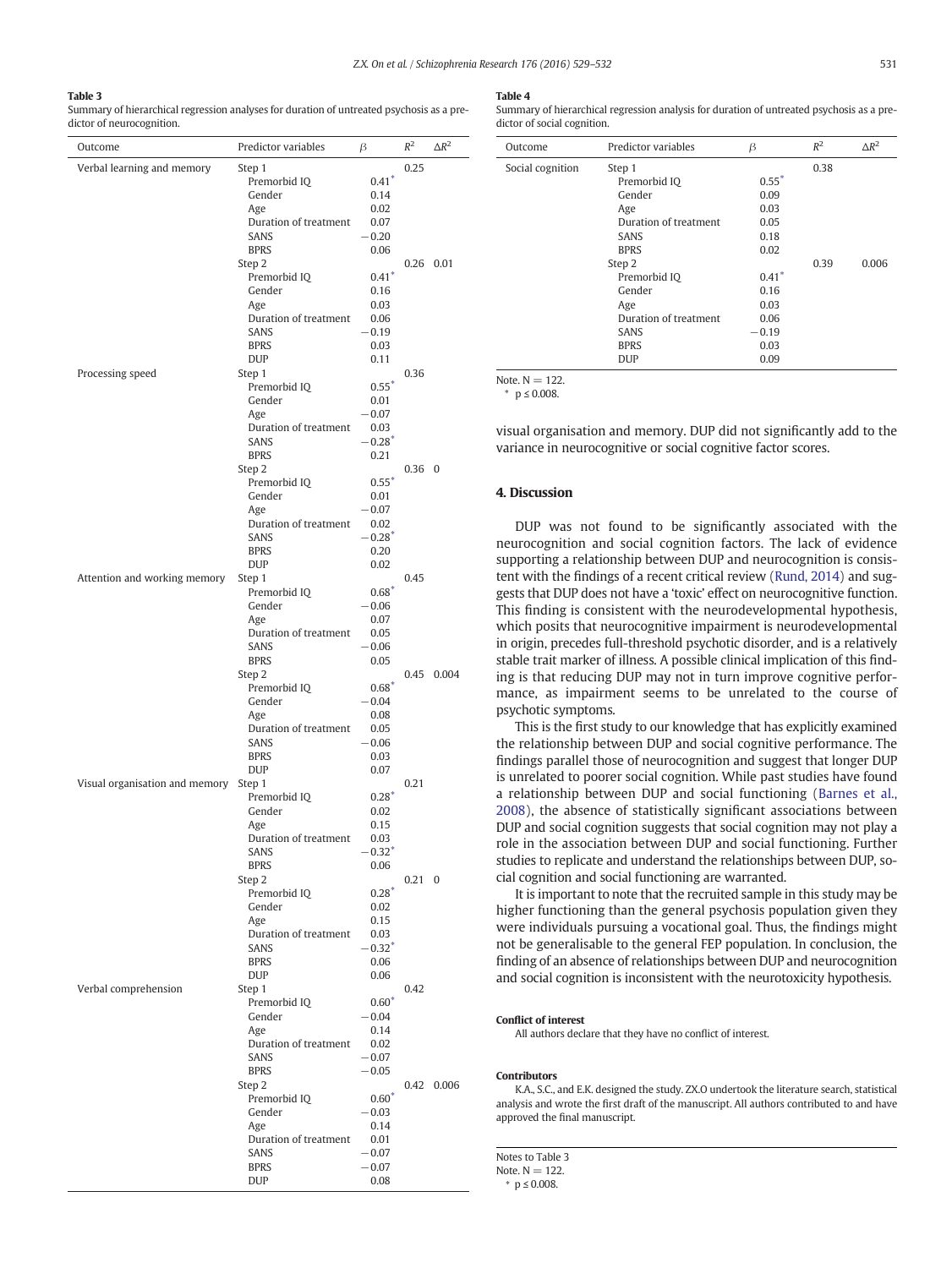**Table 3**
Summary of hierarchical regression analyses for duration of untreated psychosis as a predictor of neurocognition.

| Outcome | Predictor variables | β | $R^2$ | $\Delta R^2$ |
|---|---|---|---|---|
| Verbal learning and memory | Step 1 | | 0.25 | |
| | Premorbid IQ | 0.41* | | |
| | Gender | 0.14 | | |
| | Age | 0.02 | | |
| | Duration of treatment | 0.07 | | |
| | SANS | −0.20 | | |
| | BPRS | 0.06 | | |
| | Step 2 | | 0.26 | 0.01 |
| | Premorbid IQ | 0.41* | | |
| | Gender | 0.16 | | |
| | Age | 0.03 | | |
| | Duration of treatment | 0.06 | | |
| | SANS | −0.19 | | |
| | BPRS | 0.03 | | |
| | DUP | 0.11 | | |
| Processing speed | Step 1 | | 0.36 | |
| | Premorbid IQ | 0.55* | | |
| | Gender | 0.01 | | |
| | Age | −0.07 | | |
| | Duration of treatment | 0.03 | | |
| | SANS | −0.28* | | |
| | BPRS | 0.21 | | |
| | Step 2 | | 0.36 | 0 |
| | Premorbid IQ | 0.55* | | |
| | Gender | 0.01 | | |
| | Age | −0.07 | | |
| | Duration of treatment | 0.02 | | |
| | SANS | −0.28* | | |
| | BPRS | 0.20 | | |
| | DUP | 0.02 | | |
| Attention and working memory | Step 1 | | 0.45 | |
| | Premorbid IQ | 0.68* | | |
| | Gender | −0.06 | | |
| | Age | 0.07 | | |
| | Duration of treatment | 0.05 | | |
| | SANS | −0.06 | | |
| | BPRS | 0.05 | | |
| | Step 2 | | 0.45 | 0.004 |
| | Premorbid IQ | 0.68* | | |
| | Gender | −0.04 | | |
| | Age | 0.08 | | |
| | Duration of treatment | 0.05 | | |
| | SANS | −0.06 | | |
| | BPRS | 0.03 | | |
| | DUP | 0.07 | | |
| Visual organisation and memory | Step 1 | | 0.21 | |
| | Premorbid IQ | 0.28* | | |
| | Gender | 0.02 | | |
| | Age | 0.15 | | |
| | Duration of treatment | 0.03 | | |
| | SANS | −0.32* | | |
| | BPRS | 0.06 | | |
| | Step 2 | | 0.21 | 0 |
| | Premorbid IQ | 0.28* | | |
| | Gender | 0.02 | | |
| | Age | 0.15 | | |
| | Duration of treatment | 0.03 | | |
| | SANS | −0.32* | | |
| | BPRS | 0.06 | | |
| | DUP | 0.06 | | |
| Verbal comprehension | Step 1 | | 0.42 | |
| | Premorbid IQ | 0.60* | | |
| | Gender | −0.04 | | |
| | Age | 0.14 | | |
| | Duration of treatment | 0.02 | | |
| | SANS | −0.07 | | |
| | BPRS | −0.05 | | |
| | Step 2 | | 0.42 | 0.006 |
| | Premorbid IQ | 0.60* | | |
| | Gender | −0.03 | | |
| | Age | 0.14 | | |
| | Duration of treatment | 0.01 | | |
| | SANS | −0.07 | | |
| | BPRS | −0.07 | | |
| | DUP | 0.08 | | |

Notes to Table 3
Note. N = 122.
* $p \leq 0.008$.

**Table 4**
Summary of hierarchical regression analysis for duration of untreated psychosis as a predictor of social cognition.

| Outcome | Predictor variables | β | $R^2$ | $\Delta R^2$ |
|---|---|---|---|---|
| Social cognition | Step 1 | | 0.38 | |
| | Premorbid IQ | 0.55* | | |
| | Gender | 0.09 | | |
| | Age | 0.03 | | |
| | Duration of treatment | 0.05 | | |
| | SANS | 0.18 | | |
| | BPRS | 0.02 | | |
| | Step 2 | | 0.39 | 0.006 |
| | Premorbid IQ | 0.41* | | |
| | Gender | 0.16 | | |
| | Age | 0.03 | | |
| | Duration of treatment | 0.06 | | |
| | SANS | −0.19 | | |
| | BPRS | 0.03 | | |
| | DUP | 0.09 | | |

Note. N = 122.
* $p \leq 0.008$.

visual organisation and memory. DUP did not significantly add to the variance in neurocognitive or social cognitive factor scores.

## 4. Discussion

DUP was not found to be significantly associated with the neurocognition and social cognition factors. The lack of evidence supporting a relationship between DUP and neurocognition is consistent with the findings of a recent critical review (Rund, 2014) and suggests that DUP does not have a 'toxic' effect on neurocognitive function. This finding is consistent with the neurodevelopmental hypothesis, which posits that neurocognitive impairment is neurodevelopmental in origin, precedes full-threshold psychotic disorder, and is a relatively stable trait marker of illness. A possible clinical implication of this finding is that reducing DUP may not in turn improve cognitive performance, as impairment seems to be unrelated to the course of psychotic symptoms.

This is the first study to our knowledge that has explicitly examined the relationship between DUP and social cognitive performance. The findings parallel those of neurocognition and suggest that longer DUP is unrelated to poorer social cognition. While past studies have found a relationship between DUP and social functioning (Barnes et al., 2008), the absence of statistically significant associations between DUP and social cognition suggests that social cognition may not play a role in the association between DUP and social functioning. Further studies to replicate and understand the relationships between DUP, social cognition and social functioning are warranted.

It is important to note that the recruited sample in this study may be higher functioning than the general psychosis population given they were individuals pursuing a vocational goal. Thus, the findings might not be generalisable to the general FEP population. In conclusion, the finding of an absence of relationships between DUP and neurocognition and social cognition is inconsistent with the neurotoxicity hypothesis.

### Conflict of interest

All authors declare that they have no conflict of interest.

### Contributors

K.A., S.C., and E.K. designed the study. ZX.O undertook the literature search, statistical analysis and wrote the first draft of the manuscript. All authors contributed to and have approved the final manuscript.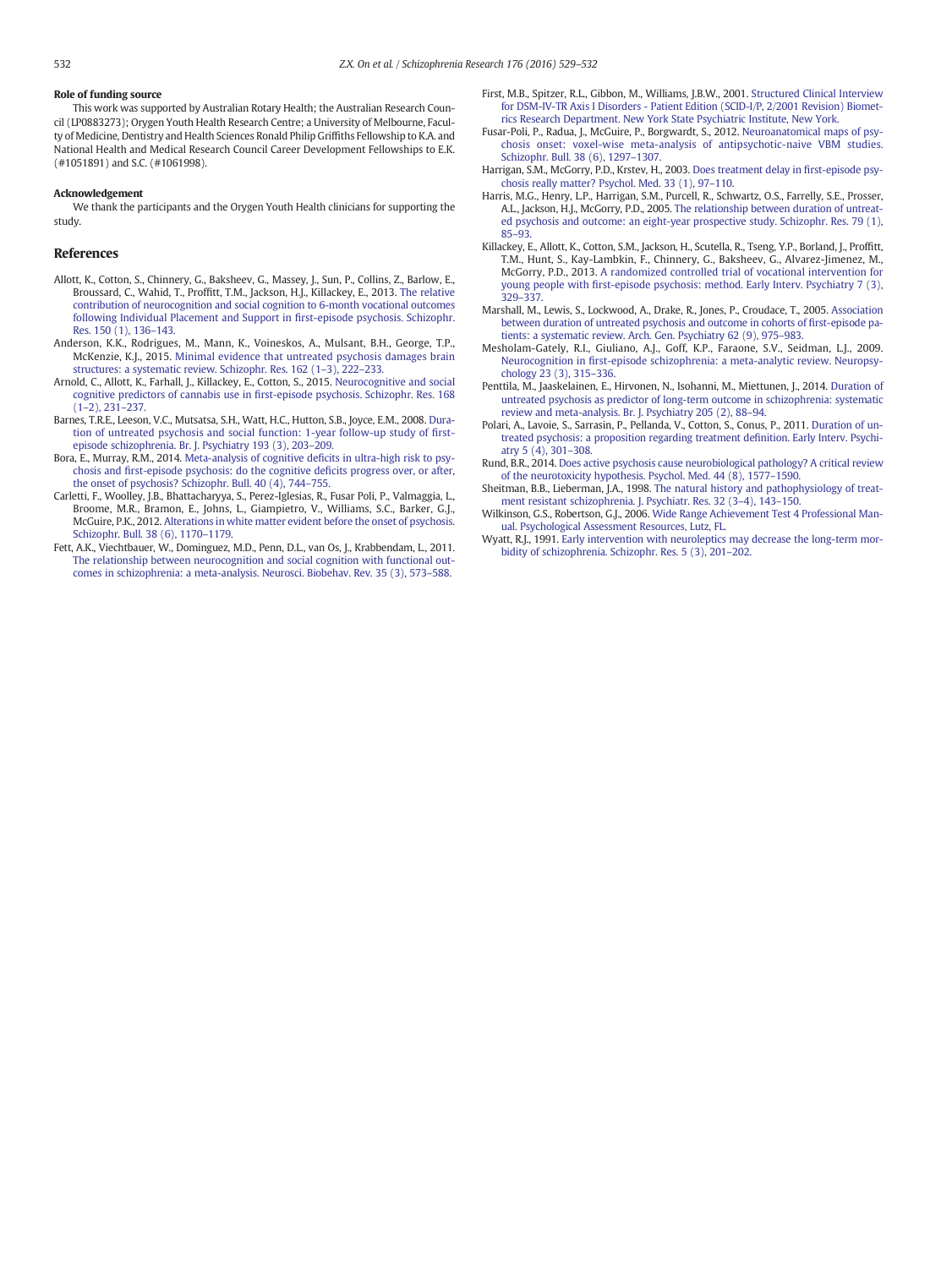### Role of funding source

This work was supported by Australian Rotary Health; the Australian Research Council (LP0883273); Orygen Youth Health Research Centre; a University of Melbourne, Faculty of Medicine, Dentistry and Health Sciences Ronald Philip Griffiths Fellowship to K.A. and National Health and Medical Research Council Career Development Fellowships to E.K. (#1051891) and S.C. (#1061998).

### Acknowledgement

We thank the participants and the Orygen Youth Health clinicians for supporting the study.

## References

Allott, K., Cotton, S., Chinnery, G., Baksheev, G., Massey, J., Sun, P., Collins, Z., Barlow, E., Broussard, C., Wahid, T., Proffitt, T.M., Jackson, H.J., Killackey, E., 2013. The relative contribution of neurocognition and social cognition to 6-month vocational outcomes following Individual Placement and Support in first-episode psychosis. Schizophr. Res. 150 (1), 136–143.

Anderson, K.K., Rodrigues, M., Mann, K., Voineskos, A., Mulsant, B.H., George, T.P., McKenzie, K.J., 2015. Minimal evidence that untreated psychosis damages brain structures: a systematic review. Schizophr. Res. 162 (1–3), 222–233.

Arnold, C., Allott, K., Farhall, J., Killackey, E., Cotton, S., 2015. Neurocognitive and social cognitive predictors of cannabis use in first-episode psychosis. Schizophr. Res. 168 (1–2), 231–237.

Barnes, T.R.E., Leeson, V.C., Mutsatsa, S.H., Watt, H.C., Hutton, S.B., Joyce, E.M., 2008. Duration of untreated psychosis and social function: 1-year follow-up study of first-episode schizophrenia. Br. J. Psychiatry 193 (3), 203–209.

Bora, E., Murray, R.M., 2014. Meta-analysis of cognitive deficits in ultra-high risk to psychosis and first-episode psychosis: do the cognitive deficits progress over, or after, the onset of psychosis? Schizophr. Bull. 40 (4), 744–755.

Carletti, F., Woolley, J.B., Bhattacharyya, S., Perez-Iglesias, R., Fusar Poli, P., Valmaggia, L., Broome, M.R., Bramon, E., Johns, L., Giampietro, V., Williams, S.C., Barker, G.J., McGuire, P.K., 2012. Alterations in white matter evident before the onset of psychosis. Schizophr. Bull. 38 (6), 1170–1179.

Fett, A.K., Viechtbauer, W., Dominguez, M.D., Penn, D.L., van Os, J., Krabbendam, L., 2011. The relationship between neurocognition and social cognition with functional outcomes in schizophrenia: a meta-analysis. Neurosci. Biobehav. Rev. 35 (3), 573–588.

First, M.B., Spitzer, R.L., Gibbon, M., Williams, J.B.W., 2001. Structured Clinical Interview for DSM-IV-TR Axis I Disorders - Patient Edition (SCID-I/P, 2/2001 Revision) Biometrics Research Department. New York State Psychiatric Institute, New York.

Fusar-Poli, P., Radua, J., McGuire, P., Borgwardt, S., 2012. Neuroanatomical maps of psychosis onset: voxel-wise meta-analysis of antipsychotic-naive VBM studies. Schizophr. Bull. 38 (6), 1297–1307.

Harrigan, S.M., McGorry, P.D., Krstev, H., 2003. Does treatment delay in first-episode psychosis really matter? Psychol. Med. 33 (1), 97–110.

Harris, M.G., Henry, L.P., Harrigan, S.M., Purcell, R., Schwartz, O.S., Farrelly, S.E., Prosser, A.L., Jackson, H.J., McGorry, P.D., 2005. The relationship between duration of untreated psychosis and outcome: an eight-year prospective study. Schizophr. Res. 79 (1), 85–93.

Killackey, E., Allott, K., Cotton, S.M., Jackson, H., Scutella, R., Tseng, Y.P., Borland, J., Proffitt, T.M., Hunt, S., Kay-Lambkin, F., Chinnery, G., Baksheev, G., Alvarez-Jimenez, M., McGorry, P.D., 2013. A randomized controlled trial of vocational intervention for young people with first-episode psychosis: method. Early Interv. Psychiatry 7 (3), 329–337.

Marshall, M., Lewis, S., Lockwood, A., Drake, R., Jones, P., Croudace, T., 2005. Association between duration of untreated psychosis and outcome in cohorts of first-episode patients: a systematic review. Arch. Gen. Psychiatry 62 (9), 975–983.

Mesholam-Gately, R.I., Giuliano, A.J., Goff, K.P., Faraone, S.V., Seidman, L.J., 2009. Neurocognition in first-episode schizophrenia: a meta-analytic review. Neuropsychology 23 (3), 315–336.

Penttila, M., Jaaskelainen, E., Hirvonen, N., Isohanni, M., Miettunen, J., 2014. Duration of untreated psychosis as predictor of long-term outcome in schizophrenia: systematic review and meta-analysis. Br. J. Psychiatry 205 (2), 88–94.

Polari, A., Lavoie, S., Sarrasin, P., Pellanda, V., Cotton, S., Conus, P., 2011. Duration of untreated psychosis: a proposition regarding treatment definition. Early Interv. Psychiatry 5 (4), 301–308.

Rund, B.R., 2014. Does active psychosis cause neurobiological pathology? A critical review of the neurotoxicity hypothesis. Psychol. Med. 44 (8), 1577–1590.

Sheitman, B.B., Lieberman, J.A., 1998. The natural history and pathophysiology of treatment resistant schizophrenia. J. Psychiatr. Res. 32 (3–4), 143–150.

Wilkinson, G.S., Robertson, G.J., 2006. Wide Range Achievement Test 4 Professional Manual. Psychological Assessment Resources, Lutz, FL.

Wyatt, R.J., 1991. Early intervention with neuroleptics may decrease the long-term morbidity of schizophrenia. Schizophr. Res. 5 (3), 201–202.